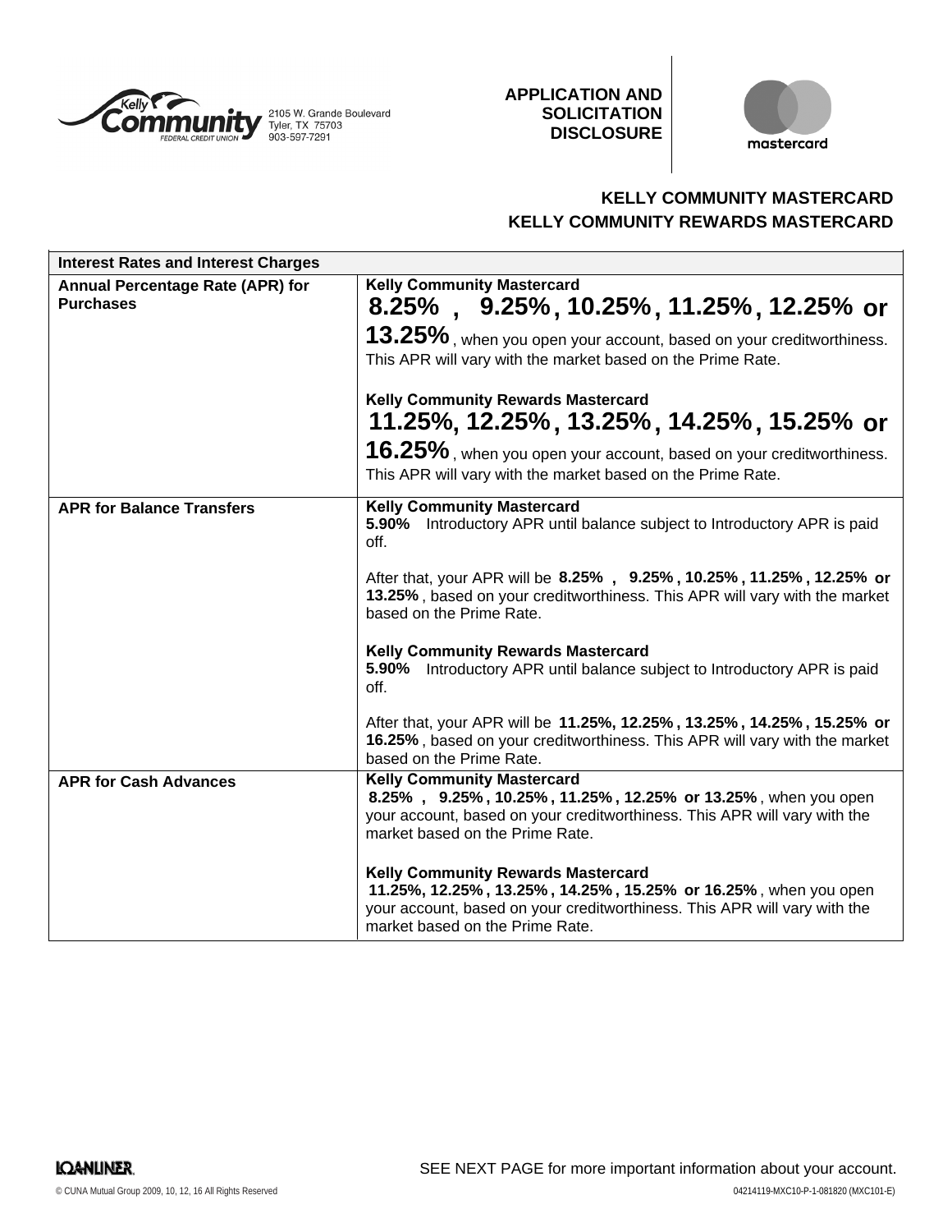Kelly Community Federal Credit Union
2105 W. Grande Boulevard
Tyler, TX 75703
903-597-7291

**APPLICATION AND SOLICITATION DISCLOSURE**

mastercard

## KELLY COMMUNITY MASTERCARD
## KELLY COMMUNITY REWARDS MASTERCARD

| Interest Rates and Interest Charges | |
|---|---|
| **Annual Percentage Rate (APR) for Purchases** | **Kelly Community Mastercard**<br>**8.25% , 9.25%, 10.25%, 11.25%, 12.25% or 13.25%**, when you open your account, based on your creditworthiness. This APR will vary with the market based on the Prime Rate.<br><br>**Kelly Community Rewards Mastercard**<br>**11.25%, 12.25%, 13.25%, 14.25%, 15.25% or 16.25%**, when you open your account, based on your creditworthiness. This APR will vary with the market based on the Prime Rate. |
| **APR for Balance Transfers** | **Kelly Community Mastercard**<br>**5.90%** Introductory APR until balance subject to Introductory APR is paid off.<br><br>After that, your APR will be **8.25% , 9.25%, 10.25%, 11.25%, 12.25% or 13.25%**, based on your creditworthiness. This APR will vary with the market based on the Prime Rate.<br><br>**Kelly Community Rewards Mastercard**<br>**5.90%** Introductory APR until balance subject to Introductory APR is paid off.<br><br>After that, your APR will be **11.25%, 12.25%, 13.25%, 14.25%, 15.25% or 16.25%**, based on your creditworthiness. This APR will vary with the market based on the Prime Rate. |
| **APR for Cash Advances** | **Kelly Community Mastercard**<br>**8.25% , 9.25%, 10.25%, 11.25%, 12.25% or 13.25%**, when you open your account, based on your creditworthiness. This APR will vary with the market based on the Prime Rate.<br><br>**Kelly Community Rewards Mastercard**<br>**11.25%, 12.25%, 13.25%, 14.25%, 15.25% or 16.25%**, when you open your account, based on your creditworthiness. This APR will vary with the market based on the Prime Rate. |

LOANLINER

SEE NEXT PAGE for more important information about your account.

© CUNA Mutual Group 2009, 10, 12, 16 All Rights Reserved

04214119-MXC10-P-1-081820 (MXC101-E)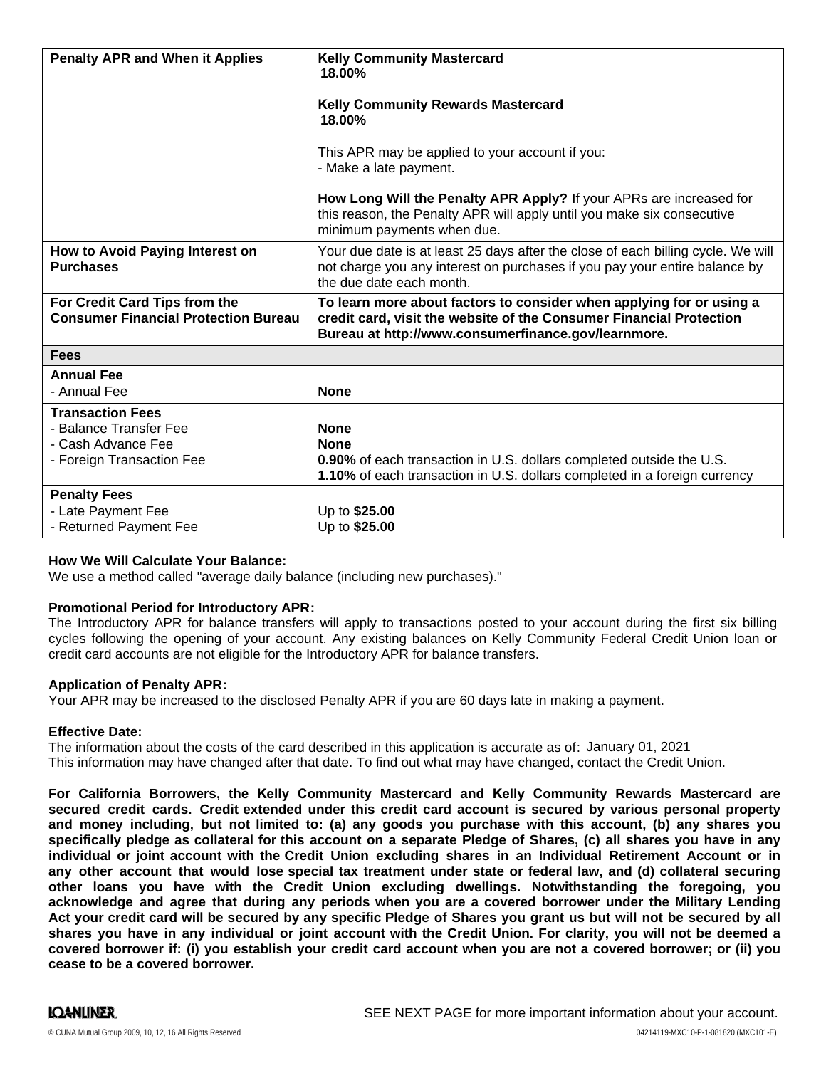| Penalty APR and When it Applies | **Kelly Community Mastercard** **18.00%** <br><br> **Kelly Community Rewards Mastercard** **18.00%** <br><br> This APR may be applied to your account if you: <br> - Make a late payment. <br><br> **How Long Will the Penalty APR Apply?** If your APRs are increased for this reason, the Penalty APR will apply until you make six consecutive minimum payments when due. |
|---|---|
| **How to Avoid Paying Interest on Purchases** | Your due date is at least 25 days after the close of each billing cycle. We will not charge you any interest on purchases if you pay your entire balance by the due date each month. |
| **For Credit Card Tips from the Consumer Financial Protection Bureau** | **To learn more about factors to consider when applying for or using a credit card, visit the website of the Consumer Financial Protection Bureau at http://www.consumerfinance.gov/learnmore.** |
| **Fees** | |
| **Annual Fee** <br> - Annual Fee | **None** |
| **Transaction Fees** <br> - Balance Transfer Fee <br> - Cash Advance Fee <br> - Foreign Transaction Fee | **None** <br> **None** <br> **0.90%** of each transaction in U.S. dollars completed outside the U.S. <br> **1.10%** of each transaction in U.S. dollars completed in a foreign currency |
| **Penalty Fees** <br> - Late Payment Fee <br> - Returned Payment Fee | Up to **$25.00** <br> Up to **$25.00** |

**How We Will Calculate Your Balance:**
We use a method called "average daily balance (including new purchases)."

**Promotional Period for Introductory APR:**
The Introductory APR for balance transfers will apply to transactions posted to your account during the first six billing cycles following the opening of your account. Any existing balances on Kelly Community Federal Credit Union loan or credit card accounts are not eligible for the Introductory APR for balance transfers.

**Application of Penalty APR:**
Your APR may be increased to the disclosed Penalty APR if you are 60 days late in making a payment.

**Effective Date:**
The information about the costs of the card described in this application is accurate as of: January 01, 2021
This information may have changed after that date. To find out what may have changed, contact the Credit Union.

**For California Borrowers, the Kelly Community Mastercard and Kelly Community Rewards Mastercard are secured credit cards. Credit extended under this credit card account is secured by various personal property and money including, but not limited to: (a) any goods you purchase with this account, (b) any shares you specifically pledge as collateral for this account on a separate Pledge of Shares, (c) all shares you have in any individual or joint account with the Credit Union excluding shares in an Individual Retirement Account or in any other account that would lose special tax treatment under state or federal law, and (d) collateral securing other loans you have with the Credit Union excluding dwellings. Notwithstanding the foregoing, you acknowledge and agree that during any periods when you are a covered borrower under the Military Lending Act your credit card will be secured by any specific Pledge of Shares you grant us but will not be secured by all shares you have in any individual or joint account with the Credit Union. For clarity, you will not be deemed a covered borrower if: (i) you establish your credit card account when you are not a covered borrower; or (ii) you cease to be a covered borrower.**

SEE NEXT PAGE for more important information about your account.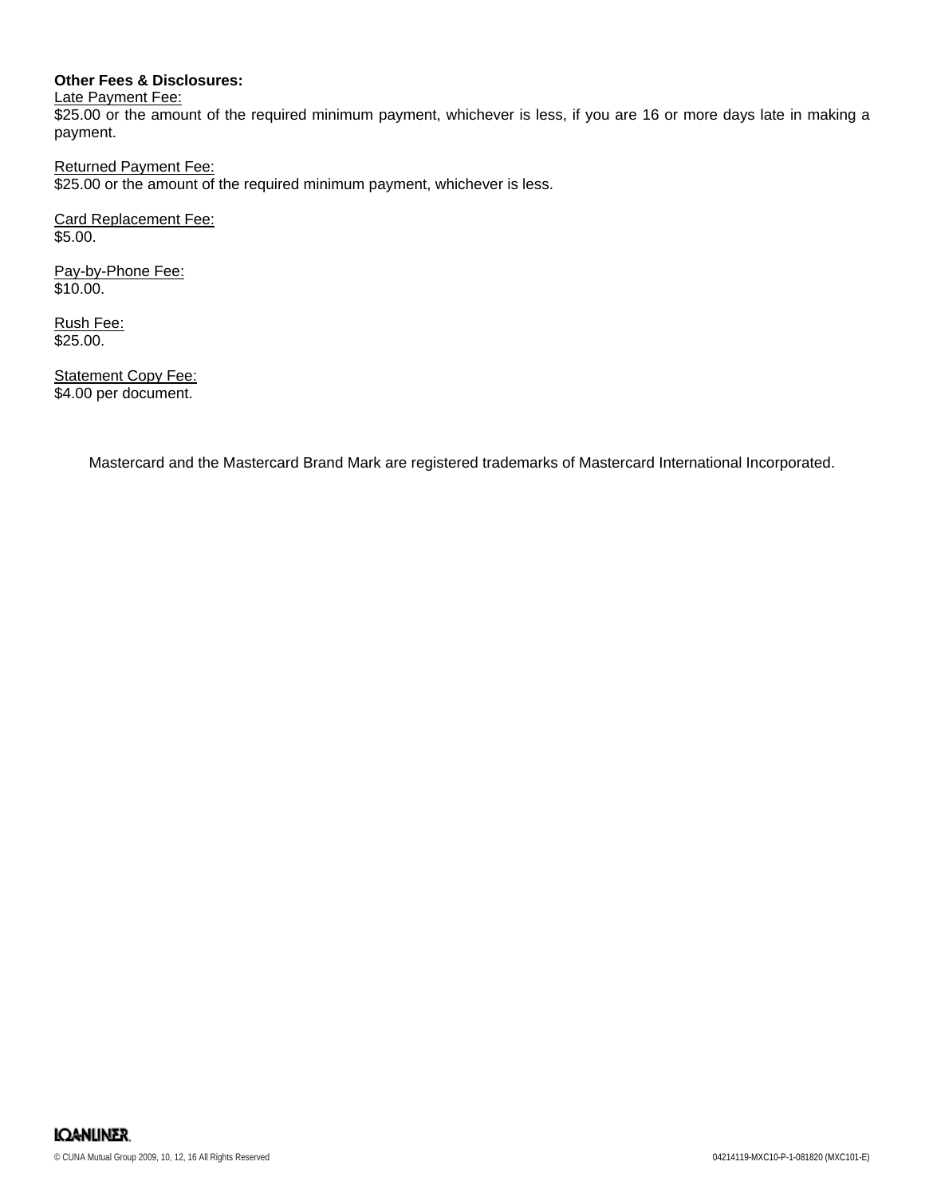**Other Fees & Disclosures:**

Late Payment Fee:
$25.00 or the amount of the required minimum payment, whichever is less, if you are 16 or more days late in making a payment.

Returned Payment Fee:
$25.00 or the amount of the required minimum payment, whichever is less.

Card Replacement Fee:
$5.00.

Pay-by-Phone Fee:
$10.00.

Rush Fee:
$25.00.

Statement Copy Fee:
$4.00 per document.

Mastercard and the Mastercard Brand Mark are registered trademarks of Mastercard International Incorporated.

LOANLINER.

© CUNA Mutual Group 2009, 10, 12, 16 All Rights Reserved

04214119-MXC10-P-1-081820 (MXC101-E)